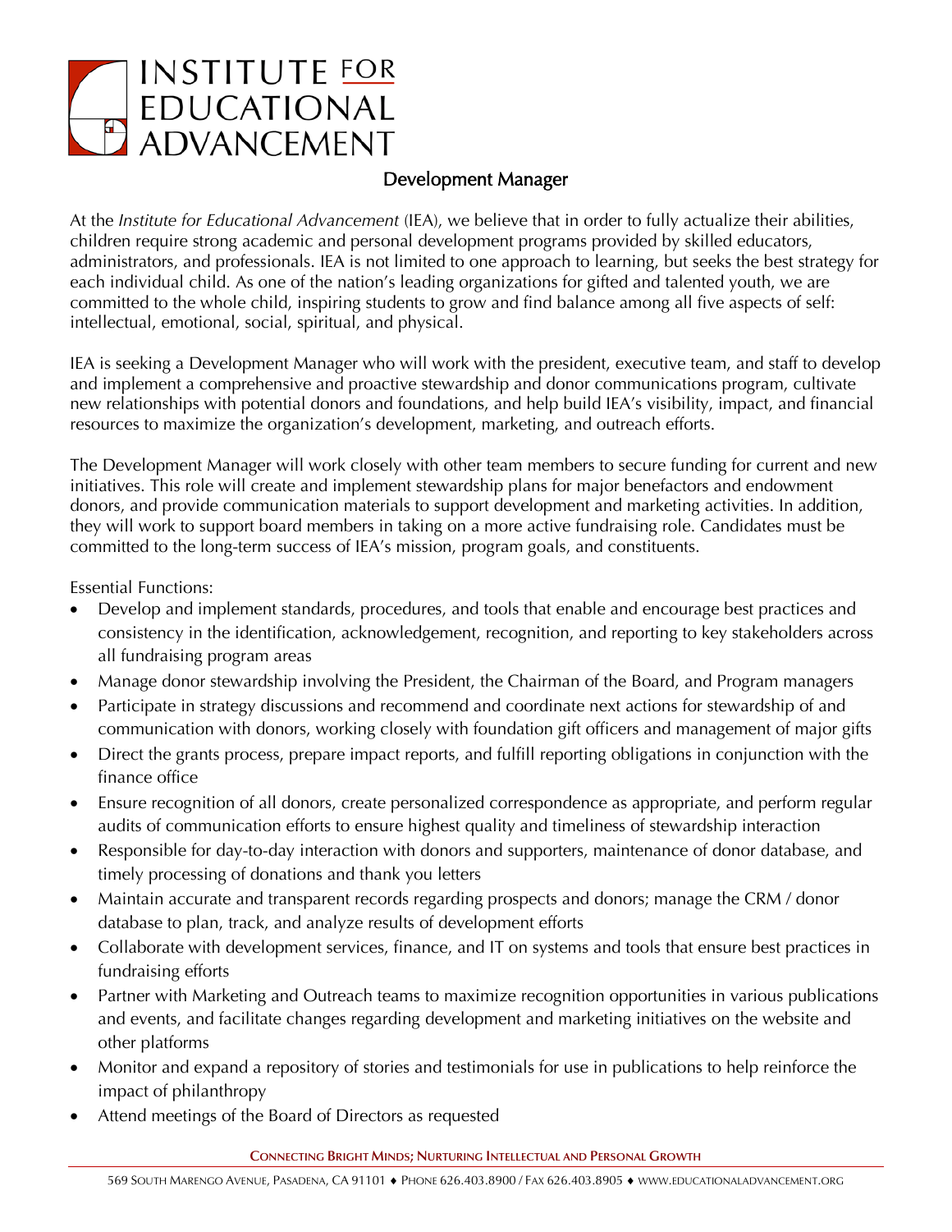# INSTITUTE FOR EDUCATIONAL ADVANCEMENT

## Development Manager

At the *Institute for Educational Advancement* (IEA), we believe that in order to fully actualize their abilities, children require strong academic and personal development programs provided by skilled educators, administrators, and professionals. IEA is not limited to one approach to learning, but seeks the best strategy for each individual child. As one of the nation's leading organizations for gifted and talented youth, we are committed to the whole child, inspiring students to grow and find balance among all five aspects of self: intellectual, emotional, social, spiritual, and physical.

IEA is seeking a Development Manager who will work with the president, executive team, and staff to develop and implement a comprehensive and proactive stewardship and donor communications program, cultivate new relationships with potential donors and foundations, and help build IEA's visibility, impact, and financial resources to maximize the organization's development, marketing, and outreach efforts.

The Development Manager will work closely with other team members to secure funding for current and new initiatives. This role will create and implement stewardship plans for major benefactors and endowment donors, and provide communication materials to support development and marketing activities. In addition, they will work to support board members in taking on a more active fundraising role. Candidates must be committed to the long-term success of IEA's mission, program goals, and constituents.

Essential Functions:

- Develop and implement standards, procedures, and tools that enable and encourage best practices and consistency in the identification, acknowledgement, recognition, and reporting to key stakeholders across all fundraising program areas
- Manage donor stewardship involving the President, the Chairman of the Board, and Program managers
- Participate in strategy discussions and recommend and coordinate next actions for stewardship of and communication with donors, working closely with foundation gift officers and management of major gifts
- Direct the grants process, prepare impact reports, and fulfill reporting obligations in conjunction with the finance office
- Ensure recognition of all donors, create personalized correspondence as appropriate, and perform regular audits of communication efforts to ensure highest quality and timeliness of stewardship interaction
- Responsible for day-to-day interaction with donors and supporters, maintenance of donor database, and timely processing of donations and thank you letters
- Maintain accurate and transparent records regarding prospects and donors; manage the CRM / donor database to plan, track, and analyze results of development efforts
- Collaborate with development services, finance, and IT on systems and tools that ensure best practices in fundraising efforts
- Partner with Marketing and Outreach teams to maximize recognition opportunities in various publications and events, and facilitate changes regarding development and marketing initiatives on the website and other platforms
- Monitor and expand a repository of stories and testimonials for use in publications to help reinforce the impact of philanthropy
- Attend meetings of the Board of Directors as requested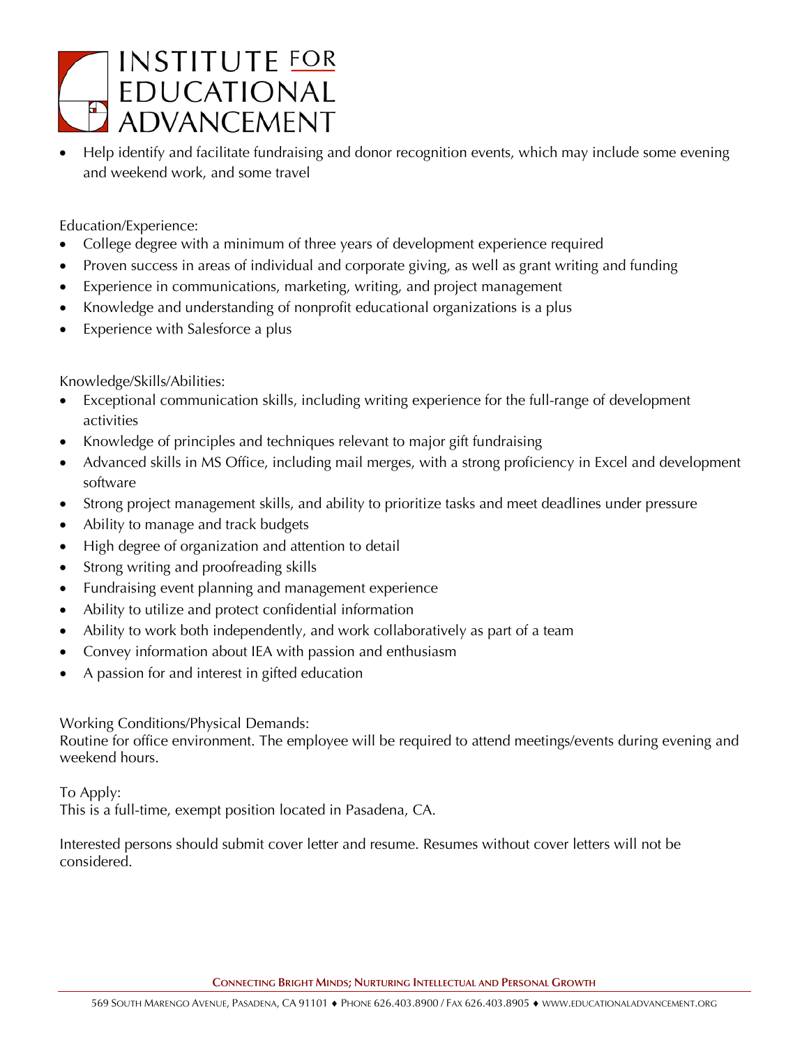- Help identify and facilitate fundraising and donor recognition events, which may include some evening and weekend work, and some travel

Education/Experience:

- College degree with a minimum of three years of development experience required
- Proven success in areas of individual and corporate giving, as well as grant writing and funding
- Experience in communications, marketing, writing, and project management
- Knowledge and understanding of nonprofit educational organizations is a plus
- Experience with Salesforce a plus

Knowledge/Skills/Abilities:

- Exceptional communication skills, including writing experience for the full-range of development activities
- Knowledge of principles and techniques relevant to major gift fundraising
- Advanced skills in MS Office, including mail merges, with a strong proficiency in Excel and development software
- Strong project management skills, and ability to prioritize tasks and meet deadlines under pressure
- Ability to manage and track budgets
- High degree of organization and attention to detail
- Strong writing and proofreading skills
- Fundraising event planning and management experience
- Ability to utilize and protect confidential information
- Ability to work both independently, and work collaboratively as part of a team
- Convey information about IEA with passion and enthusiasm
- A passion for and interest in gifted education

Working Conditions/Physical Demands:
Routine for office environment. The employee will be required to attend meetings/events during evening and weekend hours.

To Apply:
This is a full-time, exempt position located in Pasadena, CA.

Interested persons should submit cover letter and resume. Resumes without cover letters will not be considered.